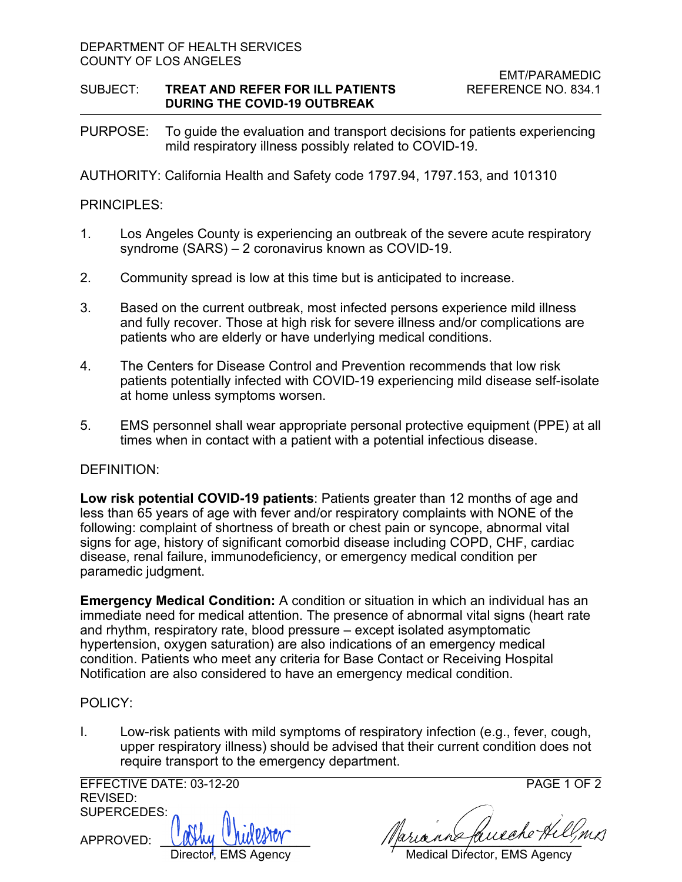DEPARTMENT OF HEALTH SERVICES
COUNTY OF LOS ANGELES

EMT/PARAMEDIC
REFERENCE NO. 834.1

SUBJECT: **TREAT AND REFER FOR ILL PATIENTS DURING THE COVID-19 OUTBREAK**

PURPOSE: To guide the evaluation and transport decisions for patients experiencing mild respiratory illness possibly related to COVID-19.

AUTHORITY: California Health and Safety code 1797.94, 1797.153, and 101310

PRINCIPLES:

1. Los Angeles County is experiencing an outbreak of the severe acute respiratory syndrome (SARS) – 2 coronavirus known as COVID-19.

2. Community spread is low at this time but is anticipated to increase.

3. Based on the current outbreak, most infected persons experience mild illness and fully recover. Those at high risk for severe illness and/or complications are patients who are elderly or have underlying medical conditions.

4. The Centers for Disease Control and Prevention recommends that low risk patients potentially infected with COVID-19 experiencing mild disease self-isolate at home unless symptoms worsen.

5. EMS personnel shall wear appropriate personal protective equipment (PPE) at all times when in contact with a patient with a potential infectious disease.

DEFINITION:

**Low risk potential COVID-19 patients**: Patients greater than 12 months of age and less than 65 years of age with fever and/or respiratory complaints with NONE of the following: complaint of shortness of breath or chest pain or syncope, abnormal vital signs for age, history of significant comorbid disease including COPD, CHF, cardiac disease, renal failure, immunodeficiency, or emergency medical condition per paramedic judgment.

**Emergency Medical Condition:** A condition or situation in which an individual has an immediate need for medical attention. The presence of abnormal vital signs (heart rate and rhythm, respiratory rate, blood pressure – except isolated asymptomatic hypertension, oxygen saturation) are also indications of an emergency medical condition. Patients who meet any criteria for Base Contact or Receiving Hospital Notification are also considered to have an emergency medical condition.

POLICY:

I. Low-risk patients with mild symptoms of respiratory infection (e.g., fever, cough, upper respiratory illness) should be advised that their current condition does not require transport to the emergency department.

EFFECTIVE DATE: 03-12-20
REVISED:
SUPERCEDES:

APPROVED: Cathy Chidester, Director, EMS Agency — Marianne Gausche-Hill, MD, Medical Director, EMS Agency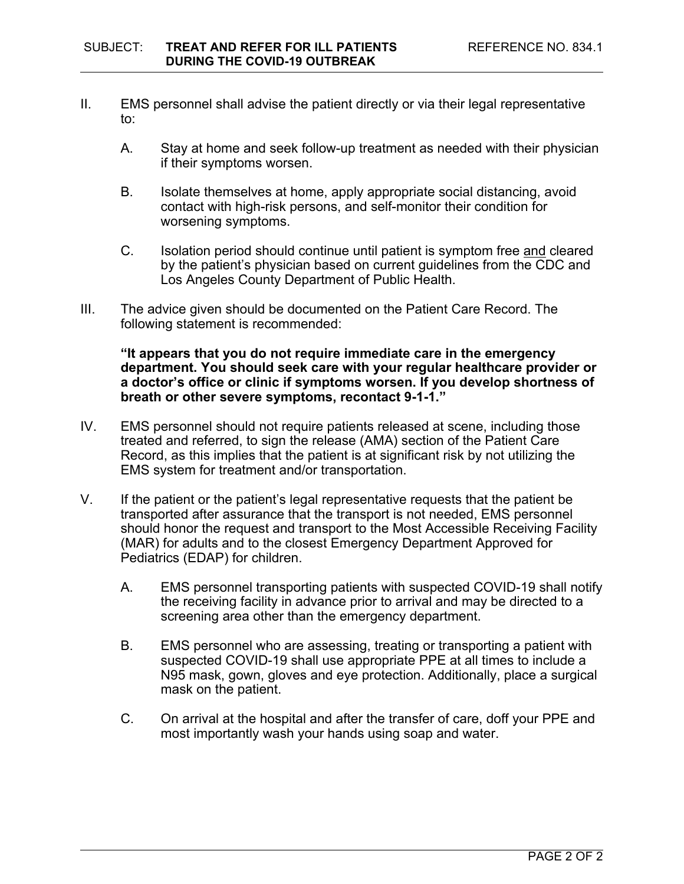II. EMS personnel shall advise the patient directly or via their legal representative to:

   A. Stay at home and seek follow-up treatment as needed with their physician if their symptoms worsen.

   B. Isolate themselves at home, apply appropriate social distancing, avoid contact with high-risk persons, and self-monitor their condition for worsening symptoms.

   C. Isolation period should continue until patient is symptom free <u>and</u> cleared by the patient's physician based on current guidelines from the CDC and Los Angeles County Department of Public Health.

III. The advice given should be documented on the Patient Care Record. The following statement is recommended:

   **"It appears that you do not require immediate care in the emergency department. You should seek care with your regular healthcare provider or a doctor's office or clinic if symptoms worsen. If you develop shortness of breath or other severe symptoms, recontact 9-1-1."**

IV. EMS personnel should not require patients released at scene, including those treated and referred, to sign the release (AMA) section of the Patient Care Record, as this implies that the patient is at significant risk by not utilizing the EMS system for treatment and/or transportation.

V. If the patient or the patient's legal representative requests that the patient be transported after assurance that the transport is not needed, EMS personnel should honor the request and transport to the Most Accessible Receiving Facility (MAR) for adults and to the closest Emergency Department Approved for Pediatrics (EDAP) for children.

   A. EMS personnel transporting patients with suspected COVID-19 shall notify the receiving facility in advance prior to arrival and may be directed to a screening area other than the emergency department.

   B. EMS personnel who are assessing, treating or transporting a patient with suspected COVID-19 shall use appropriate PPE at all times to include a N95 mask, gown, gloves and eye protection. Additionally, place a surgical mask on the patient.

   C. On arrival at the hospital and after the transfer of care, doff your PPE and most importantly wash your hands using soap and water.